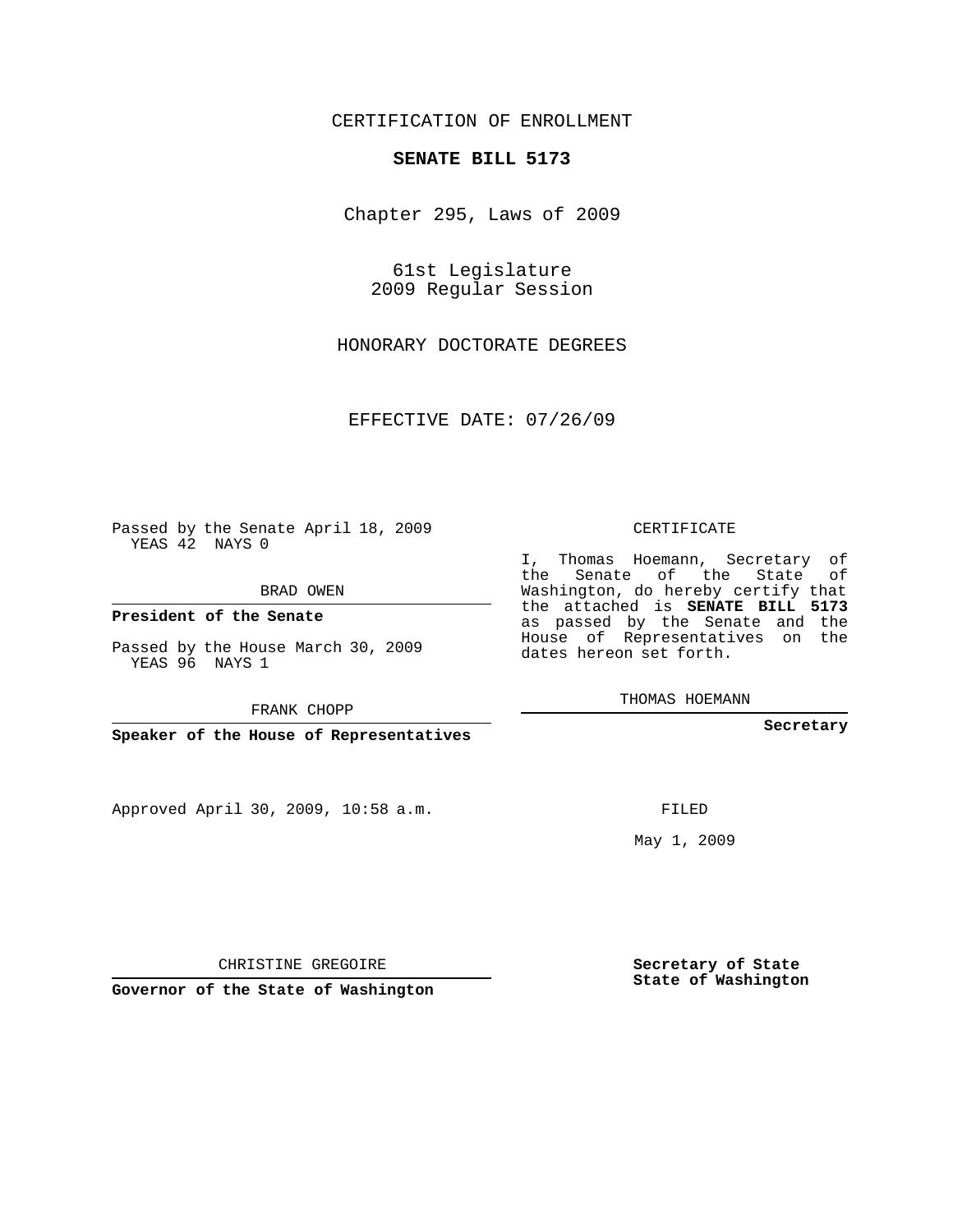CERTIFICATION OF ENROLLMENT

**SENATE BILL 5173**

Chapter 295, Laws of 2009

61st Legislature
2009 Regular Session

HONORARY DOCTORATE DEGREES

EFFECTIVE DATE: 07/26/09

Passed by the Senate April 18, 2009
YEAS 42 NAYS 0

BRAD OWEN

**President of the Senate**

Passed by the House March 30, 2009
YEAS 96 NAYS 1

FRANK CHOPP

**Speaker of the House of Representatives**

Approved April 30, 2009, 10:58 a.m.

CHRISTINE GREGOIRE

**Governor of the State of Washington**

CERTIFICATE

I, Thomas Hoemann, Secretary of the Senate of the State of Washington, do hereby certify that the attached is **SENATE BILL 5173** as passed by the Senate and the House of Representatives on the dates hereon set forth.

THOMAS HOEMANN

**Secretary**

FILED

May 1, 2009

**Secretary of State**
**State of Washington**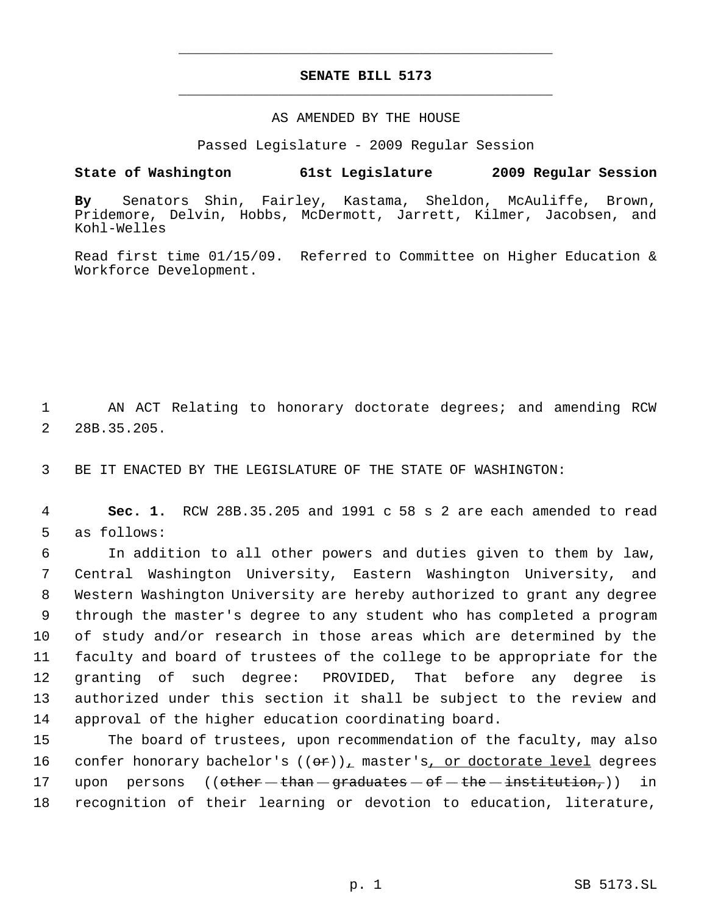# SENATE BILL 5173

AS AMENDED BY THE HOUSE

Passed Legislature - 2009 Regular Session

**State of Washington 61st Legislature 2009 Regular Session**

**By** Senators Shin, Fairley, Kastama, Sheldon, McAuliffe, Brown, Pridemore, Delvin, Hobbs, McDermott, Jarrett, Kilmer, Jacobsen, and Kohl-Welles

Read first time 01/15/09. Referred to Committee on Higher Education & Workforce Development.

1 AN ACT Relating to honorary doctorate degrees; and amending RCW
2 28B.35.205.

3 BE IT ENACTED BY THE LEGISLATURE OF THE STATE OF WASHINGTON:

4 **Sec. 1.** RCW 28B.35.205 and 1991 c 58 s 2 are each amended to read
5 as follows:

6 In addition to all other powers and duties given to them by law,
7 Central Washington University, Eastern Washington University, and
8 Western Washington University are hereby authorized to grant any degree
9 through the master's degree to any student who has completed a program
10 of study and/or research in those areas which are determined by the
11 faculty and board of trustees of the college to be appropriate for the
12 granting of such degree: PROVIDED, That before any degree is
13 authorized under this section it shall be subject to the review and
14 approval of the higher education coordinating board.

15 The board of trustees, upon recommendation of the faculty, may also
16 confer honorary bachelor's ((~~or~~))<u>,</u> master's<u>, or doctorate level</u> degrees
17 upon persons ((~~other than graduates of the institution,~~)) in
18 recognition of their learning or devotion to education, literature,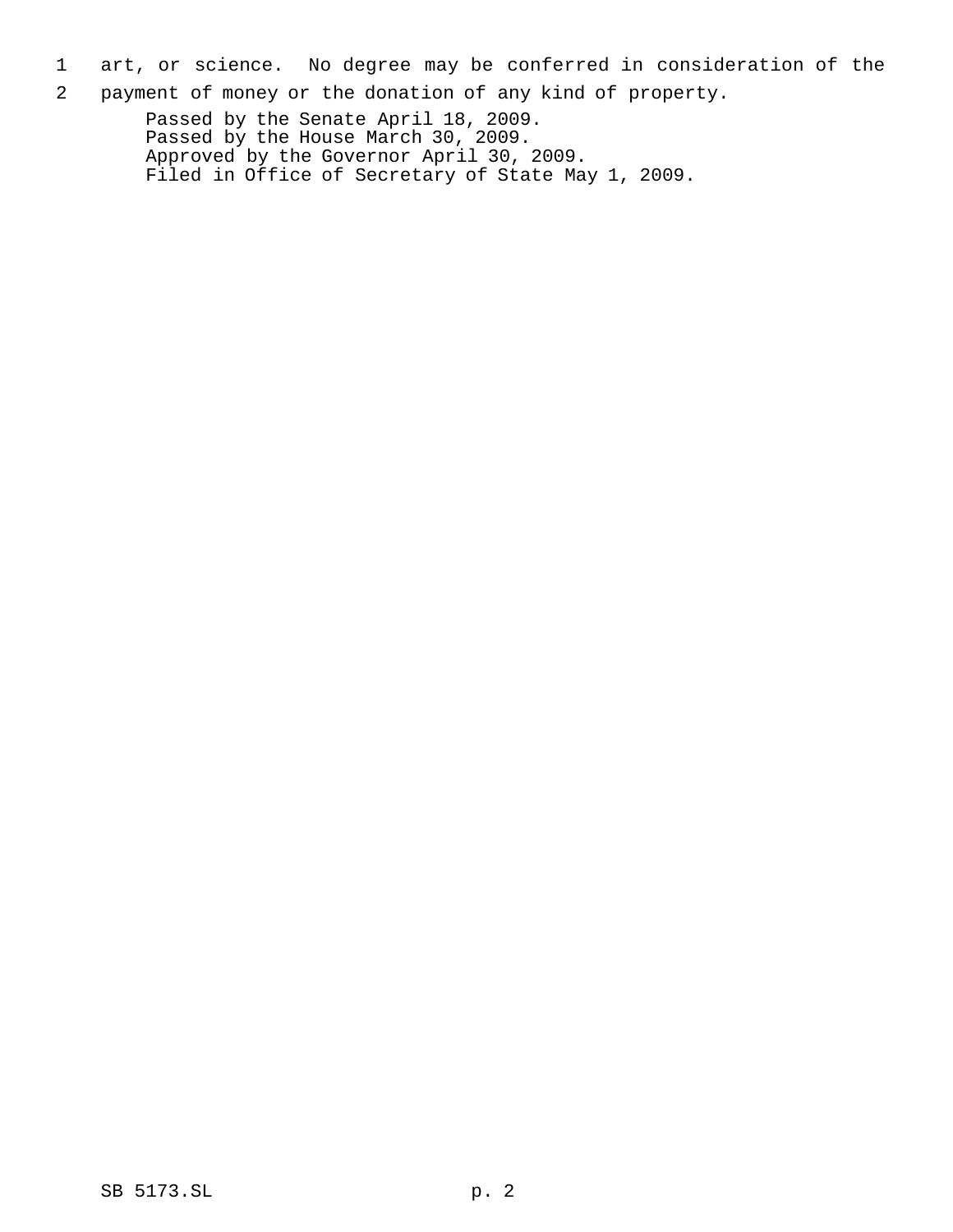art, or science. No degree may be conferred in consideration of the payment of money or the donation of any kind of property.

Passed by the Senate April 18, 2009.
Passed by the House March 30, 2009.
Approved by the Governor April 30, 2009.
Filed in Office of Secretary of State May 1, 2009.